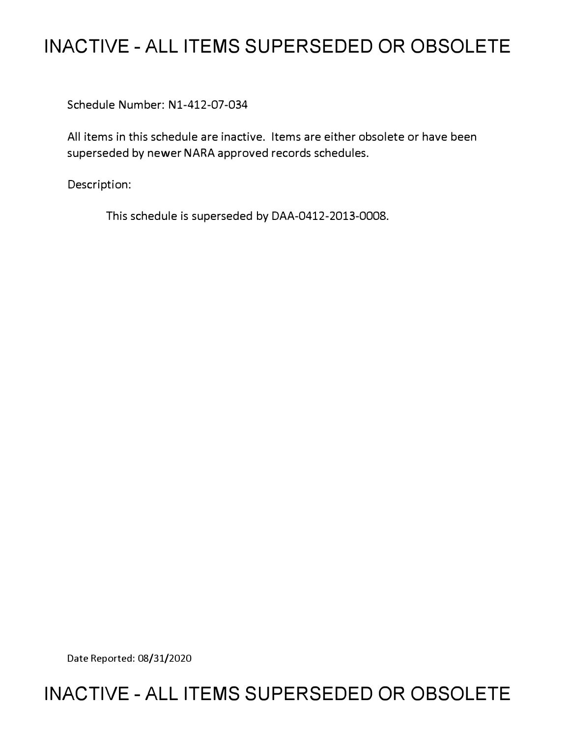# INACTIVE - ALL ITEMS SUPERSEDED OR OBSOLETE

Schedule Number: N1-412-07-034

All items in this schedule are inactive. Items are either obsolete or have been superseded by newer NARA approved records schedules.

Description:

This schedule is superseded by DAA-0412-2013-0008.

Date Reported: 08/31/2020

# INACTIVE - ALL ITEMS SUPERSEDED OR OBSOLETE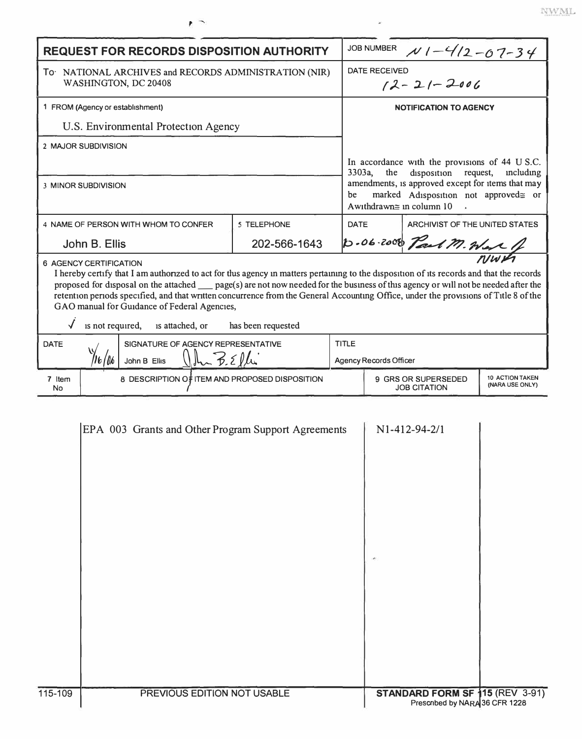| **REQUEST FOR RECORDS DISPOSITION AUTHORITY** | | JOB NUMBER N1-412-07-34 | |
|---|---|---|---|
| To: NATIONAL ARCHIVES and RECORDS ADMINISTRATION (NIR) WASHINGTON, DC 20408 | | DATE RECEIVED 12-21-2006 | |
| 1 FROM (Agency or establishment) U.S. Environmental Protection Agency | | **NOTIFICATION TO AGENCY** | |
| 2 MAJOR SUBDIVISION | | In accordance with the provisions of 44 U.S.C. 3303a, the disposition request, including amendments, is approved except for items that may be marked Adisposition not approved≅ or Awithdrawn≅ in column 10 . | |
| 3 MINOR SUBDIVISION | | | |
| 4 NAME OF PERSON WITH WHOM TO CONFER John B. Ellis | 5 TELEPHONE 202-566-1643 | DATE 10-06-2008 | ARCHIVIST OF THE UNITED STATES Paul M. Wester NWA |

6 AGENCY CERTIFICATION

I hereby certify that I am authorized to act for this agency in matters pertaining to the disposition of its records and that the records proposed for disposal on the attached ___ page(s) are not now needed for the business of this agency or will not be needed after the retention periods specified, and that written concurrence from the General Accounting Office, under the provisions of Title 8 of the GAO manual for Guidance of Federal Agencies,

✓ is not required, is attached, or has been requested

| DATE | SIGNATURE OF AGENCY REPRESENTATIVE | TITLE |
|---|---|---|
| 11/16/06 | John B Ellis | Agency Records Officer |

| 7 Item No | 8 DESCRIPTION OF ITEM AND PROPOSED DISPOSITION | 9 GRS OR SUPERSEDED JOB CITATION | 10 ACTION TAKEN (NARA USE ONLY) |
|---|---|---|---|
| | EPA 003 Grants and Other Program Support Agreements | N1-412-94-2/1 | |

115-109 PREVIOUS EDITION NOT USABLE **STANDARD FORM SF 115** (REV 3-91) Prescribed by NARA 36 CFR 1228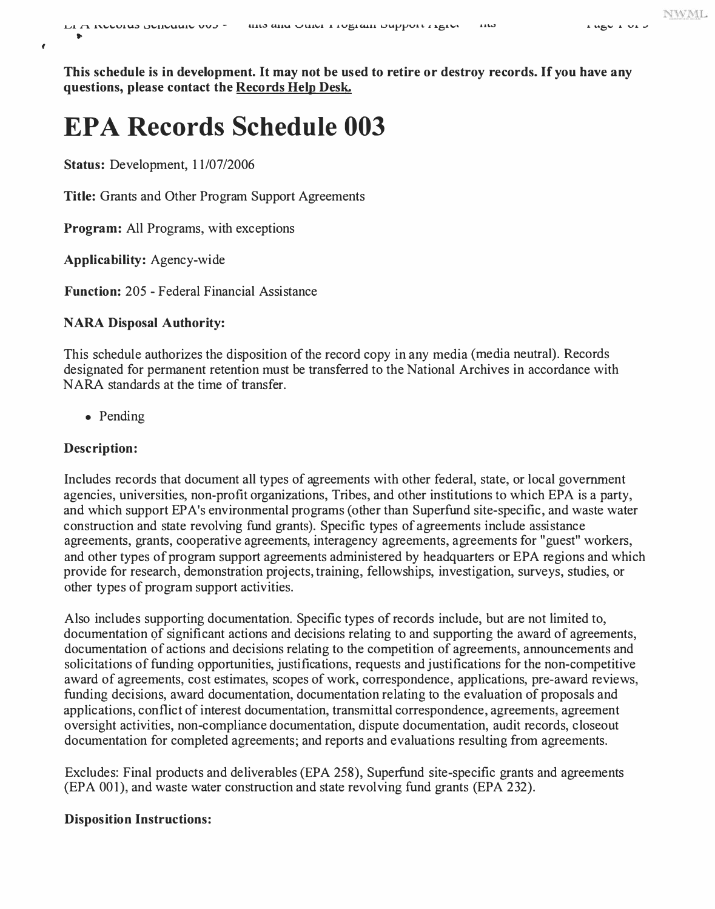**This schedule is in development. It may not be used to retire or destroy records. If you have any questions, please contact the Records Help Desk.**

# EPA Records Schedule 003

**Status:** Development, 11/07/2006

**Title:** Grants and Other Program Support Agreements

**Program:** All Programs, with exceptions

**Applicability:** Agency-wide

**Function:** 205 - Federal Financial Assistance

**NARA Disposal Authority:**

This schedule authorizes the disposition of the record copy in any media (media neutral). Records designated for permanent retention must be transferred to the National Archives in accordance with NARA standards at the time of transfer.

- Pending

**Description:**

Includes records that document all types of agreements with other federal, state, or local government agencies, universities, non-profit organizations, Tribes, and other institutions to which EPA is a party, and which support EPA's environmental programs (other than Superfund site-specific, and waste water construction and state revolving fund grants). Specific types of agreements include assistance agreements, grants, cooperative agreements, interagency agreements, agreements for "guest" workers, and other types of program support agreements administered by headquarters or EPA regions and which provide for research, demonstration projects, training, fellowships, investigation, surveys, studies, or other types of program support activities.

Also includes supporting documentation. Specific types of records include, but are not limited to, documentation of significant actions and decisions relating to and supporting the award of agreements, documentation of actions and decisions relating to the competition of agreements, announcements and solicitations of funding opportunities, justifications, requests and justifications for the non-competitive award of agreements, cost estimates, scopes of work, correspondence, applications, pre-award reviews, funding decisions, award documentation, documentation relating to the evaluation of proposals and applications, conflict of interest documentation, transmittal correspondence, agreements, agreement oversight activities, non-compliance documentation, dispute documentation, audit records, closeout documentation for completed agreements; and reports and evaluations resulting from agreements.

Excludes: Final products and deliverables (EPA 258), Superfund site-specific grants and agreements (EPA 001), and waste water construction and state revolving fund grants (EPA 232).

**Disposition Instructions:**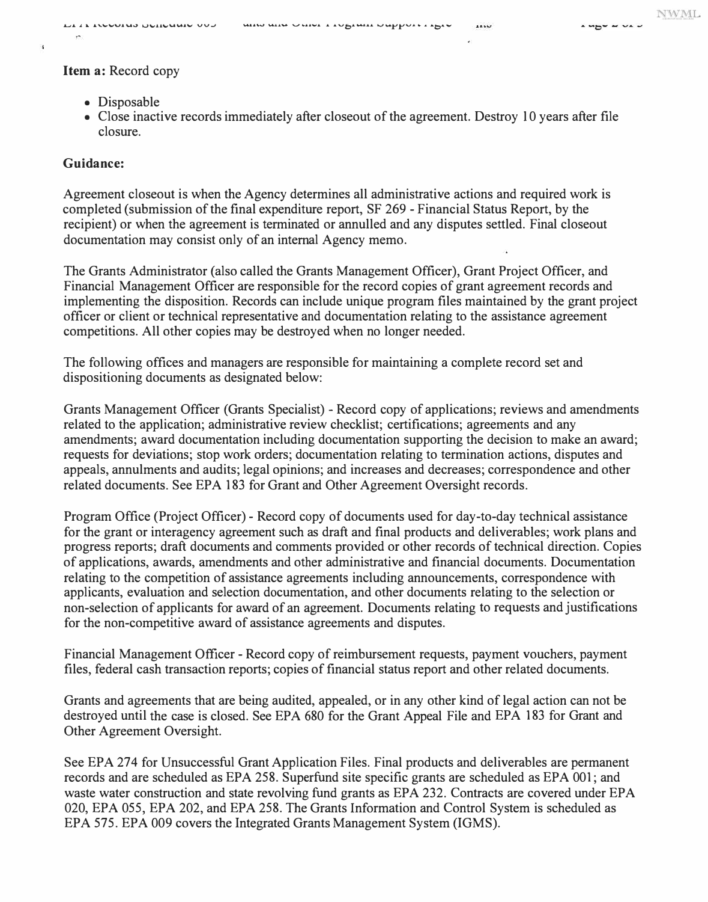**Item a:** Record copy

- Disposable
- Close inactive records immediately after closeout of the agreement. Destroy 10 years after file closure.

**Guidance:**

Agreement closeout is when the Agency determines all administrative actions and required work is completed (submission of the final expenditure report, SF 269 - Financial Status Report, by the recipient) or when the agreement is terminated or annulled and any disputes settled. Final closeout documentation may consist only of an internal Agency memo.

The Grants Administrator (also called the Grants Management Officer), Grant Project Officer, and Financial Management Officer are responsible for the record copies of grant agreement records and implementing the disposition. Records can include unique program files maintained by the grant project officer or client or technical representative and documentation relating to the assistance agreement competitions. All other copies may be destroyed when no longer needed.

The following offices and managers are responsible for maintaining a complete record set and dispositioning documents as designated below:

Grants Management Officer (Grants Specialist) - Record copy of applications; reviews and amendments related to the application; administrative review checklist; certifications; agreements and any amendments; award documentation including documentation supporting the decision to make an award; requests for deviations; stop work orders; documentation relating to termination actions, disputes and appeals, annulments and audits; legal opinions; and increases and decreases; correspondence and other related documents. See EPA 183 for Grant and Other Agreement Oversight records.

Program Office (Project Officer) - Record copy of documents used for day-to-day technical assistance for the grant or interagency agreement such as draft and final products and deliverables; work plans and progress reports; draft documents and comments provided or other records of technical direction. Copies of applications, awards, amendments and other administrative and financial documents. Documentation relating to the competition of assistance agreements including announcements, correspondence with applicants, evaluation and selection documentation, and other documents relating to the selection or non-selection of applicants for award of an agreement. Documents relating to requests and justifications for the non-competitive award of assistance agreements and disputes.

Financial Management Officer - Record copy of reimbursement requests, payment vouchers, payment files, federal cash transaction reports; copies of financial status report and other related documents.

Grants and agreements that are being audited, appealed, or in any other kind of legal action can not be destroyed until the case is closed. See EPA 680 for the Grant Appeal File and EPA 183 for Grant and Other Agreement Oversight.

See EPA 274 for Unsuccessful Grant Application Files. Final products and deliverables are permanent records and are scheduled as EPA 258. Superfund site specific grants are scheduled as EPA 001; and waste water construction and state revolving fund grants as EPA 232. Contracts are covered under EPA 020, EPA 055, EPA 202, and EPA 258. The Grants Information and Control System is scheduled as EPA 575. EPA 009 covers the Integrated Grants Management System (IGMS).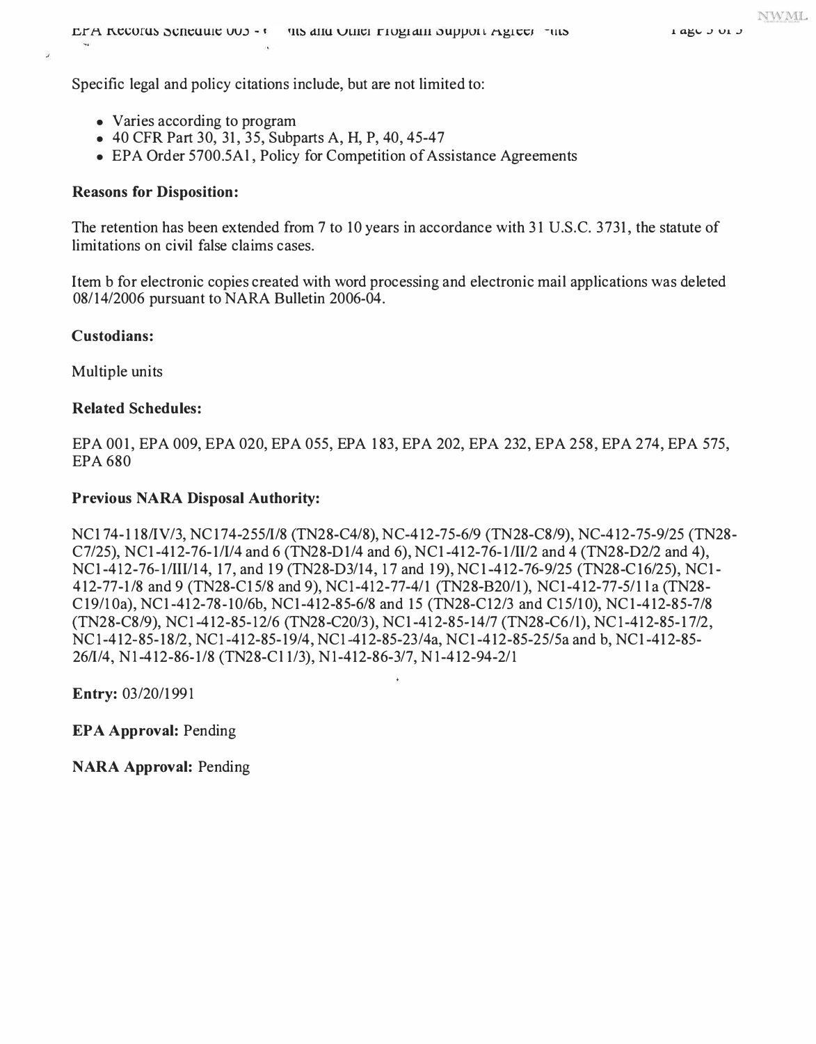Specific legal and policy citations include, but are not limited to:

- Varies according to program
- 40 CFR Part 30, 31, 35, Subparts A, H, P, 40, 45-47
- EPA Order 5700.5A1, Policy for Competition of Assistance Agreements

**Reasons for Disposition:**

The retention has been extended from 7 to 10 years in accordance with 31 U.S.C. 3731, the statute of limitations on civil false claims cases.

Item b for electronic copies created with word processing and electronic mail applications was deleted 08/14/2006 pursuant to NARA Bulletin 2006-04.

**Custodians:**

Multiple units

**Related Schedules:**

EPA 001, EPA 009, EPA 020, EPA 055, EPA 183, EPA 202, EPA 232, EPA 258, EPA 274, EPA 575, EPA 680

**Previous NARA Disposal Authority:**

NC174-118/IV/3, NC174-255/I/8 (TN28-C4/8), NC-412-75-6/9 (TN28-C8/9), NC-412-75-9/25 (TN28-C7/25), NC1-412-76-1/I/4 and 6 (TN28-D1/4 and 6), NC1-412-76-1/II/2 and 4 (TN28-D2/2 and 4), NC1-412-76-1/III/14, 17, and 19 (TN28-D3/14, 17 and 19), NC1-412-76-9/25 (TN28-C16/25), NC1-412-77-1/8 and 9 (TN28-C15/8 and 9), NC1-412-77-4/1 (TN28-B20/1), NC1-412-77-5/11a (TN28-C19/10a), NC1-412-78-10/6b, NC1-412-85-6/8 and 15 (TN28-C12/3 and C15/10), NC1-412-85-7/8 (TN28-C8/9), NC1-412-85-12/6 (TN28-C20/3), NC1-412-85-14/7 (TN28-C6/1), NC1-412-85-17/2, NC1-412-85-18/2, NC1-412-85-19/4, NC1-412-85-23/4a, NC1-412-85-25/5a and b, NC1-412-85-26/I/4, N1-412-86-1/8 (TN28-C11/3), N1-412-86-3/7, N1-412-94-2/1

**Entry:** 03/20/1991

**EPA Approval:** Pending

**NARA Approval:** Pending